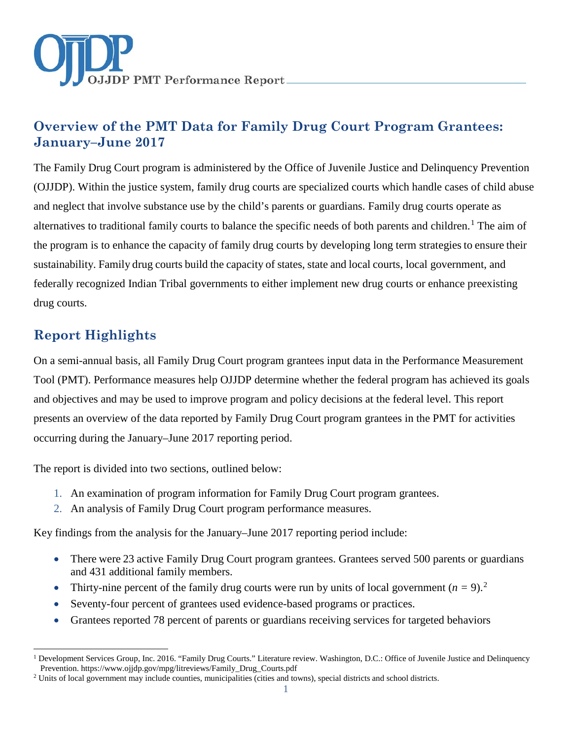# OJJDP PMT Performance Report

## Overview of the PMT Data for Family Drug Court Program Grantees: January–June 2017

The Family Drug Court program is administered by the Office of Juvenile Justice and Delinquency Prevention (OJJDP). Within the justice system, family drug courts are specialized courts which handle cases of child abuse and neglect that involve substance use by the child's parents or guardians. Family drug courts operate as alternatives to traditional family courts to balance the specific needs of both parents and children.[1] The aim of the program is to enhance the capacity of family drug courts by developing long term strategies to ensure their sustainability. Family drug courts build the capacity of states, state and local courts, local government, and federally recognized Indian Tribal governments to either implement new drug courts or enhance preexisting drug courts.

## Report Highlights

On a semi-annual basis, all Family Drug Court program grantees input data in the Performance Measurement Tool (PMT). Performance measures help OJJDP determine whether the federal program has achieved its goals and objectives and may be used to improve program and policy decisions at the federal level. This report presents an overview of the data reported by Family Drug Court program grantees in the PMT for activities occurring during the January–June 2017 reporting period.

The report is divided into two sections, outlined below:

1. An examination of program information for Family Drug Court program grantees.
2. An analysis of Family Drug Court program performance measures.

Key findings from the analysis for the January–June 2017 reporting period include:

- There were 23 active Family Drug Court program grantees. Grantees served 500 parents or guardians and 431 additional family members.
- Thirty-nine percent of the family drug courts were run by units of local government ($n$ = 9).[2]
- Seventy-four percent of grantees used evidence-based programs or practices.
- Grantees reported 78 percent of parents or guardians receiving services for targeted behaviors

---

[1] Development Services Group, Inc. 2016. "Family Drug Courts." Literature review. Washington, D.C.: Office of Juvenile Justice and Delinquency Prevention. https://www.ojjdp.gov/mpg/litreviews/Family_Drug_Courts.pdf

[2] Units of local government may include counties, municipalities (cities and towns), special districts and school districts.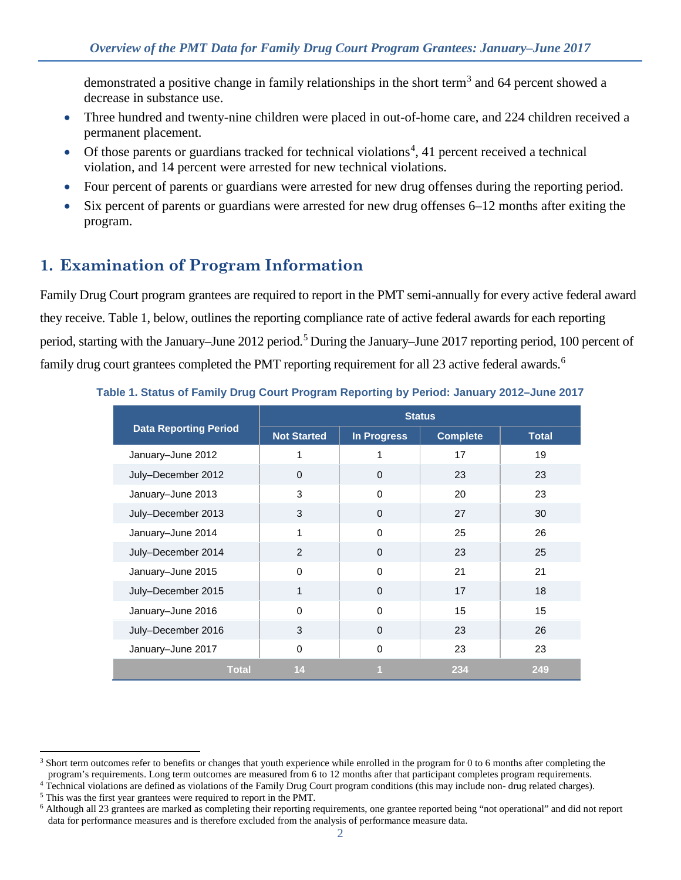demonstrated a positive change in family relationships in the short term[3] and 64 percent showed a decrease in substance use.

- Three hundred and twenty-nine children were placed in out-of-home care, and 224 children received a permanent placement.
- Of those parents or guardians tracked for technical violations[4], 41 percent received a technical violation, and 14 percent were arrested for new technical violations.
- Four percent of parents or guardians were arrested for new drug offenses during the reporting period.
- Six percent of parents or guardians were arrested for new drug offenses 6–12 months after exiting the program.

## 1. Examination of Program Information

Family Drug Court program grantees are required to report in the PMT semi-annually for every active federal award they receive. Table 1, below, outlines the reporting compliance rate of active federal awards for each reporting period, starting with the January–June 2012 period.[5] During the January–June 2017 reporting period, 100 percent of family drug court grantees completed the PMT reporting requirement for all 23 active federal awards.[6]

**Table 1. Status of Family Drug Court Program Reporting by Period: January 2012–June 2017**

| Data Reporting Period | Status | | | |
|---|---|---|---|---|
| | Not Started | In Progress | Complete | Total |
| January–June 2012 | 1 | 1 | 17 | 19 |
| July–December 2012 | 0 | 0 | 23 | 23 |
| January–June 2013 | 3 | 0 | 20 | 23 |
| July–December 2013 | 3 | 0 | 27 | 30 |
| January–June 2014 | 1 | 0 | 25 | 26 |
| July–December 2014 | 2 | 0 | 23 | 25 |
| January–June 2015 | 0 | 0 | 21 | 21 |
| July–December 2015 | 1 | 0 | 17 | 18 |
| January–June 2016 | 0 | 0 | 15 | 15 |
| July–December 2016 | 3 | 0 | 23 | 26 |
| January–June 2017 | 0 | 0 | 23 | 23 |
| **Total** | **14** | **1** | **234** | **249** |

---

[3] Short term outcomes refer to benefits or changes that youth experience while enrolled in the program for 0 to 6 months after completing the program's requirements. Long term outcomes are measured from 6 to 12 months after that participant completes program requirements.

[4] Technical violations are defined as violations of the Family Drug Court program conditions (this may include non- drug related charges).

[5] This was the first year grantees were required to report in the PMT.

[6] Although all 23 grantees are marked as completing their reporting requirements, one grantee reported being "not operational" and did not report data for performance measures and is therefore excluded from the analysis of performance measure data.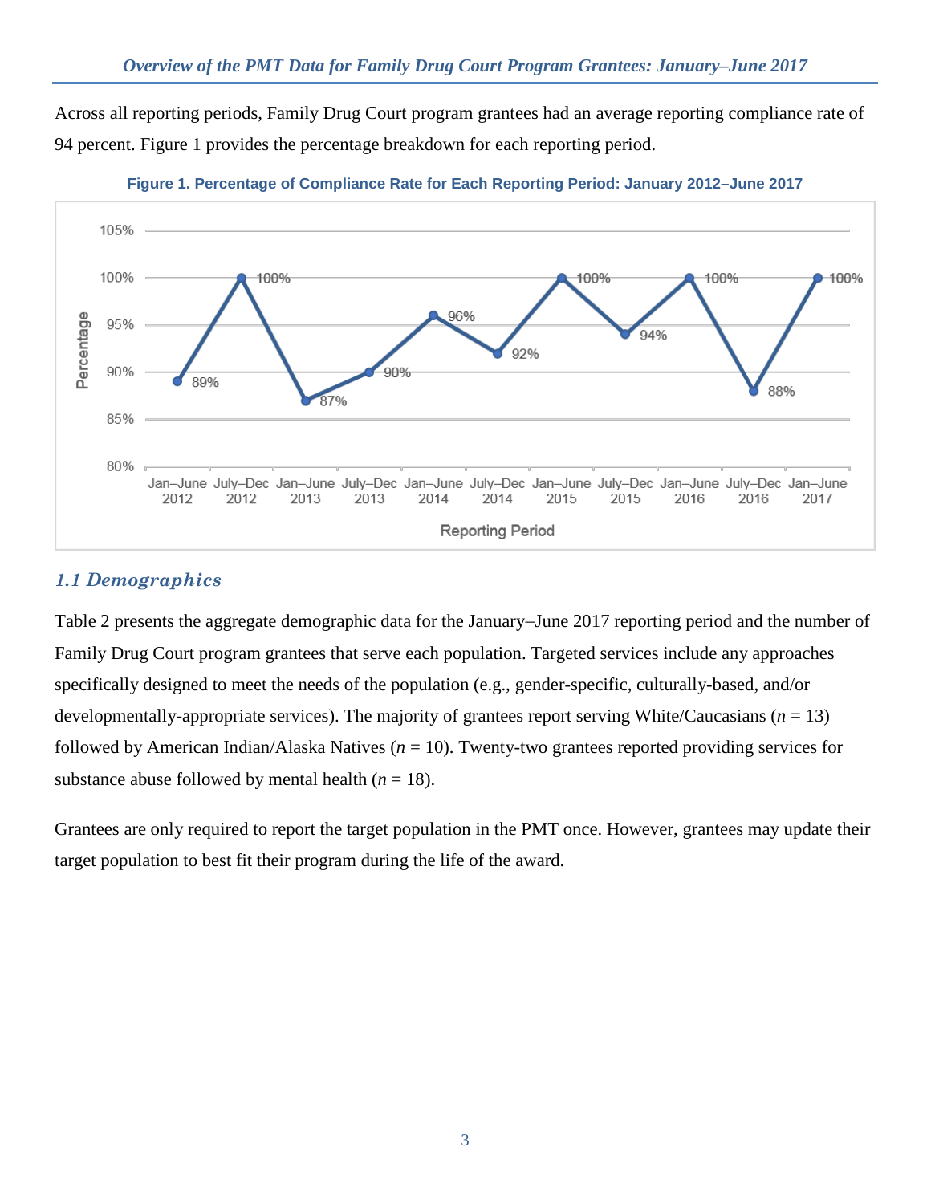Across all reporting periods, Family Drug Court program grantees had an average reporting compliance rate of 94 percent. Figure 1 provides the percentage breakdown for each reporting period.

**Figure 1. Percentage of Compliance Rate for Each Reporting Period: January 2012–June 2017**

| Reporting Period | Percentage |
|---|---|
| Jan–June 2012 | 89% |
| July–Dec 2012 | 100% |
| Jan–June 2013 | 87% |
| July–Dec 2013 | 90% |
| Jan–June 2014 | 96% |
| July–Dec 2014 | 92% |
| Jan–June 2015 | 100% |
| July–Dec 2015 | 94% |
| Jan–June 2016 | 100% |
| July–Dec 2016 | 88% |
| Jan–June 2017 | 100% |

## *1.1 Demographics*

Table 2 presents the aggregate demographic data for the January–June 2017 reporting period and the number of Family Drug Court program grantees that serve each population. Targeted services include any approaches specifically designed to meet the needs of the population (e.g., gender-specific, culturally-based, and/or developmentally-appropriate services). The majority of grantees report serving White/Caucasians ($n$ = 13) followed by American Indian/Alaska Natives ($n$ = 10). Twenty-two grantees reported providing services for substance abuse followed by mental health ($n$ = 18).

Grantees are only required to report the target population in the PMT once. However, grantees may update their target population to best fit their program during the life of the award.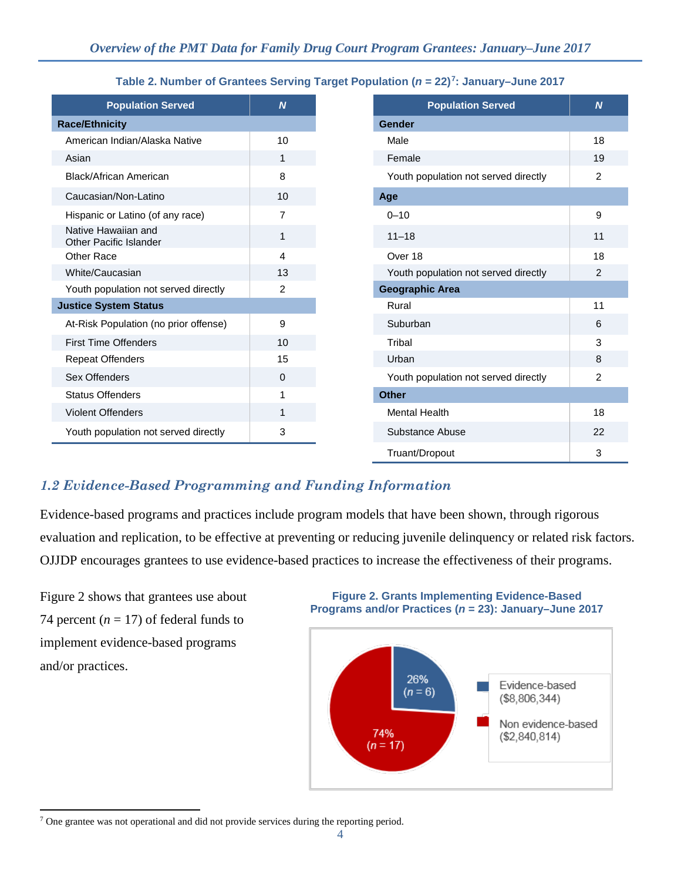**Table 2. Number of Grantees Serving Target Population (*n* = 22)[7]: January–June 2017**

| Population Served | *N* |
|---|---|
| **Race/Ethnicity** | |
| American Indian/Alaska Native | 10 |
| Asian | 1 |
| Black/African American | 8 |
| Caucasian/Non-Latino | 10 |
| Hispanic or Latino (of any race) | 7 |
| Native Hawaiian and Other Pacific Islander | 1 |
| Other Race | 4 |
| White/Caucasian | 13 |
| Youth population not served directly | 2 |
| **Justice System Status** | |
| At-Risk Population (no prior offense) | 9 |
| First Time Offenders | 10 |
| Repeat Offenders | 15 |
| Sex Offenders | 0 |
| Status Offenders | 1 |
| Violent Offenders | 1 |
| Youth population not served directly | 3 |

| Population Served | *N* |
|---|---|
| **Gender** | |
| Male | 18 |
| Female | 19 |
| Youth population not served directly | 2 |
| **Age** | |
| 0–10 | 9 |
| 11–18 | 11 |
| Over 18 | 18 |
| Youth population not served directly | 2 |
| **Geographic Area** | |
| Rural | 11 |
| Suburban | 6 |
| Tribal | 3 |
| Urban | 8 |
| Youth population not served directly | 2 |
| **Other** | |
| Mental Health | 18 |
| Substance Abuse | 22 |
| Truant/Dropout | 3 |

## *1.2 Evidence-Based Programming and Funding Information*

Evidence-based programs and practices include program models that have been shown, through rigorous evaluation and replication, to be effective at preventing or reducing juvenile delinquency or related risk factors. OJJDP encourages grantees to use evidence-based practices to increase the effectiveness of their programs.

Figure 2 shows that grantees use about 74 percent (*n* = 17) of federal funds to implement evidence-based programs and/or practices.

**Figure 2. Grants Implementing Evidence-Based Programs and/or Practices (*n* = 23): January–June 2017**

| Category | Percent | *n* | Funds |
|---|---|---|---|
| Evidence-based | 26% | 6 | $8,806,344 |
| Non evidence-based | 74% | 17 | $2,840,814 |

[7] One grantee was not operational and did not provide services during the reporting period.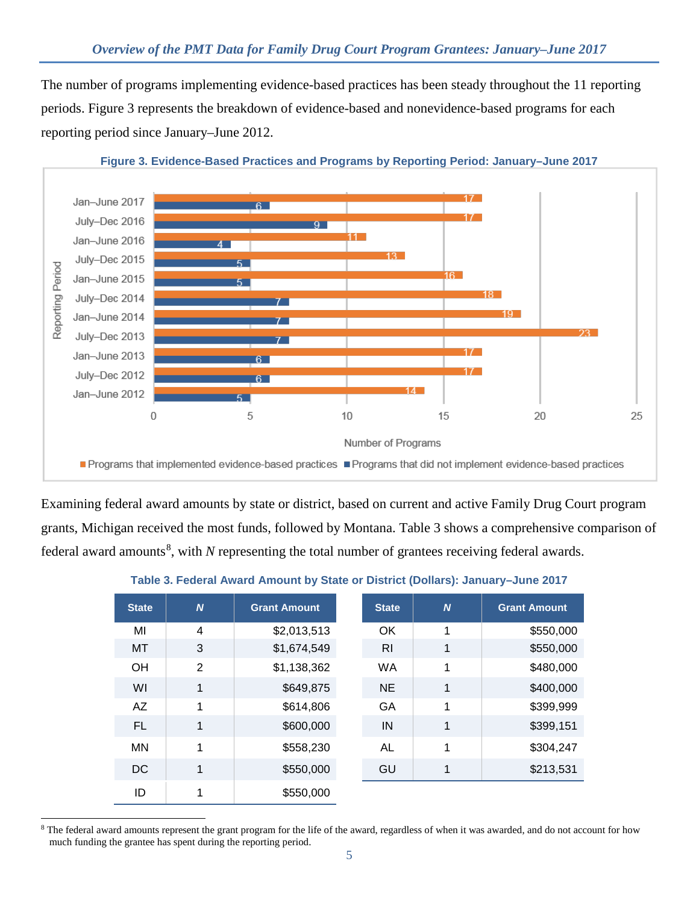The number of programs implementing evidence-based practices has been steady throughout the 11 reporting periods. Figure 3 represents the breakdown of evidence-based and nonevidence-based programs for each reporting period since January–June 2012.

**Figure 3. Evidence-Based Practices and Programs by Reporting Period: January–June 2017**

| Reporting Period | Programs that implemented evidence-based practices | Programs that did not implement evidence-based practices |
|---|---|---|
| Jan–June 2017 | 17 | 6 |
| July–Dec 2016 | 17 | 9 |
| Jan–June 2016 | 11 | 4 |
| July–Dec 2015 | 13 | 5 |
| Jan–June 2015 | 16 | 5 |
| July–Dec 2014 | 18 | 7 |
| Jan–June 2014 | 19 | 7 |
| July–Dec 2013 | 23 | 7 |
| Jan–June 2013 | 17 | 6 |
| July–Dec 2012 | 17 | 6 |
| Jan–June 2012 | 14 | 5 |

Examining federal award amounts by state or district, based on current and active Family Drug Court program grants, Michigan received the most funds, followed by Montana. Table 3 shows a comprehensive comparison of federal award amounts[8], with *N* representing the total number of grantees receiving federal awards.

**Table 3. Federal Award Amount by State or District (Dollars): January–June 2017**

| State | *N* | Grant Amount | State | *N* | Grant Amount |
|---|---|---|---|---|---|
| MI | 4 | $2,013,513 | OK | 1 | $550,000 |
| MT | 3 | $1,674,549 | RI | 1 | $550,000 |
| OH | 2 | $1,138,362 | WA | 1 | $480,000 |
| WI | 1 | $649,875 | NE | 1 | $400,000 |
| AZ | 1 | $614,806 | GA | 1 | $399,999 |
| FL | 1 | $600,000 | IN | 1 | $399,151 |
| MN | 1 | $558,230 | AL | 1 | $304,247 |
| DC | 1 | $550,000 | GU | 1 | $213,531 |
| ID | 1 | $550,000 | | | |

[8] The federal award amounts represent the grant program for the life of the award, regardless of when it was awarded, and do not account for how much funding the grantee has spent during the reporting period.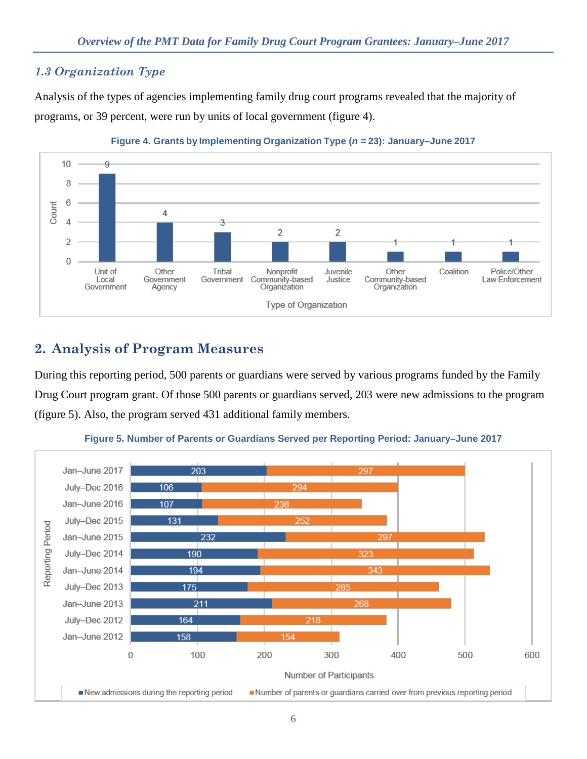### *1.3 Organization Type*

Analysis of the types of agencies implementing family drug court programs revealed that the majority of programs, or 39 percent, were run by units of local government (figure 4).

**Figure 4. Grants by Implementing Organization Type (*n* = 23): January–June 2017**

| Type of Organization | Count |
|---|---|
| Unit of Local Government | 9 |
| Other Government Agency | 4 |
| Tribal Government | 3 |
| Nonprofit Community-based Organization | 2 |
| Juvenile Justice | 2 |
| Other Community-based Organization | 1 |
| Coalition | 1 |
| Police/Other Law Enforcement | 1 |

## 2. Analysis of Program Measures

During this reporting period, 500 parents or guardians were served by various programs funded by the Family Drug Court program grant. Of those 500 parents or guardians served, 203 were new admissions to the program (figure 5). Also, the program served 431 additional family members.

**Figure 5. Number of Parents or Guardians Served per Reporting Period: January–June 2017**

| Reporting Period | New admissions during the reporting period | Number of parents or guardians carried over from previous reporting period |
|---|---|---|
| Jan–June 2017 | 203 | 297 |
| July–Dec 2016 | 106 | 294 |
| Jan–June 2016 | 107 | 238 |
| July–Dec 2015 | 131 | 252 |
| Jan–June 2015 | 232 | 297 |
| July–Dec 2014 | 190 | 323 |
| Jan–June 2014 | 194 | 343 |
| July–Dec 2013 | 175 | 285 |
| Jan–June 2013 | 211 | 268 |
| July–Dec 2012 | 164 | 218 |
| Jan–June 2012 | 158 | 154 |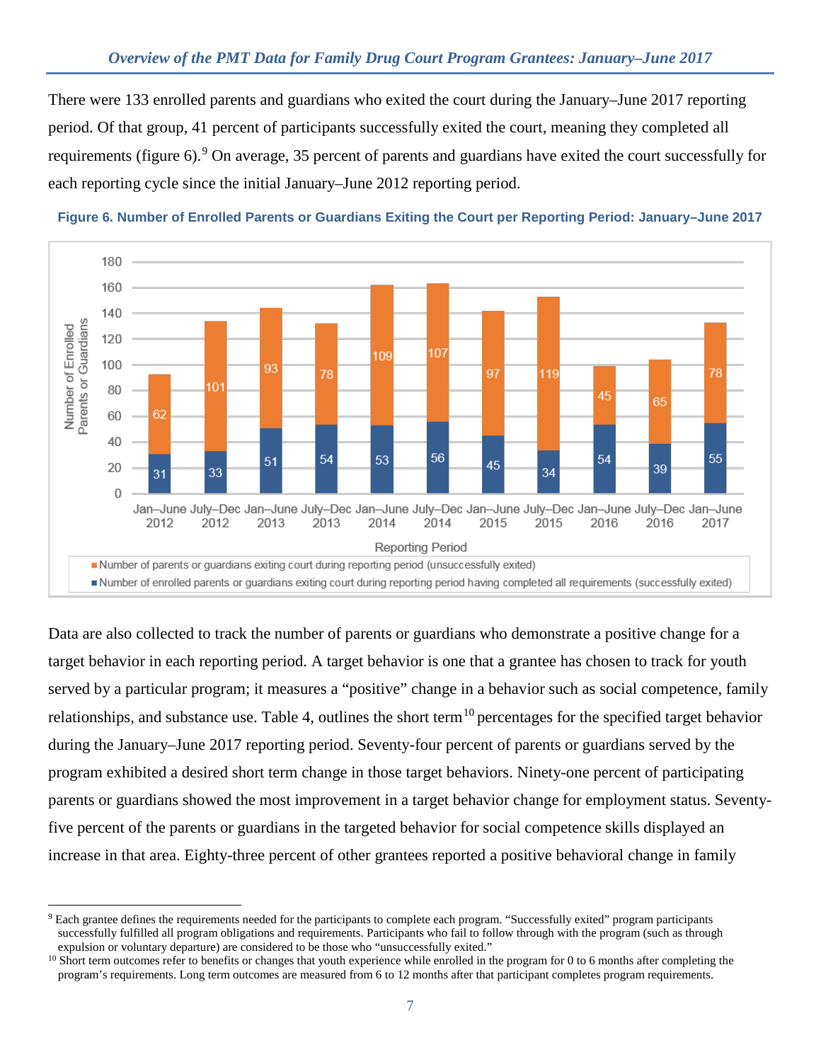There were 133 enrolled parents and guardians who exited the court during the January–June 2017 reporting period. Of that group, 41 percent of participants successfully exited the court, meaning they completed all requirements (figure 6).[9] On average, 35 percent of parents and guardians have exited the court successfully for each reporting cycle since the initial January–June 2012 reporting period.

**Figure 6. Number of Enrolled Parents or Guardians Exiting the Court per Reporting Period: January–June 2017**

| Reporting Period | Number of enrolled parents or guardians exiting court during reporting period having completed all requirements (successfully exited) | Number of parents or guardians exiting court during reporting period (unsuccessfully exited) |
|---|---|---|
| Jan–June 2012 | 31 | 62 |
| July–Dec 2012 | 33 | 101 |
| Jan–June 2013 | 51 | 93 |
| July–Dec 2013 | 54 | 78 |
| Jan–June 2014 | 53 | 109 |
| July–Dec 2014 | 56 | 107 |
| Jan–June 2015 | 45 | 97 |
| July–Dec 2015 | 34 | 119 |
| Jan–June 2016 | 54 | 45 |
| July–Dec 2016 | 39 | 65 |
| Jan–June 2017 | 55 | 78 |

Data are also collected to track the number of parents or guardians who demonstrate a positive change for a target behavior in each reporting period. A target behavior is one that a grantee has chosen to track for youth served by a particular program; it measures a "positive" change in a behavior such as social competence, family relationships, and substance use. Table 4, outlines the short term[10] percentages for the specified target behavior during the January–June 2017 reporting period. Seventy-four percent of parents or guardians served by the program exhibited a desired short term change in those target behaviors. Ninety-one percent of participating parents or guardians showed the most improvement in a target behavior change for employment status. Seventy-five percent of the parents or guardians in the targeted behavior for social competence skills displayed an increase in that area. Eighty-three percent of other grantees reported a positive behavioral change in family

[9] Each grantee defines the requirements needed for the participants to complete each program. "Successfully exited" program participants successfully fulfilled all program obligations and requirements. Participants who fail to follow through with the program (such as through expulsion or voluntary departure) are considered to be those who "unsuccessfully exited."

[10] Short term outcomes refer to benefits or changes that youth experience while enrolled in the program for 0 to 6 months after completing the program's requirements. Long term outcomes are measured from 6 to 12 months after that participant completes program requirements.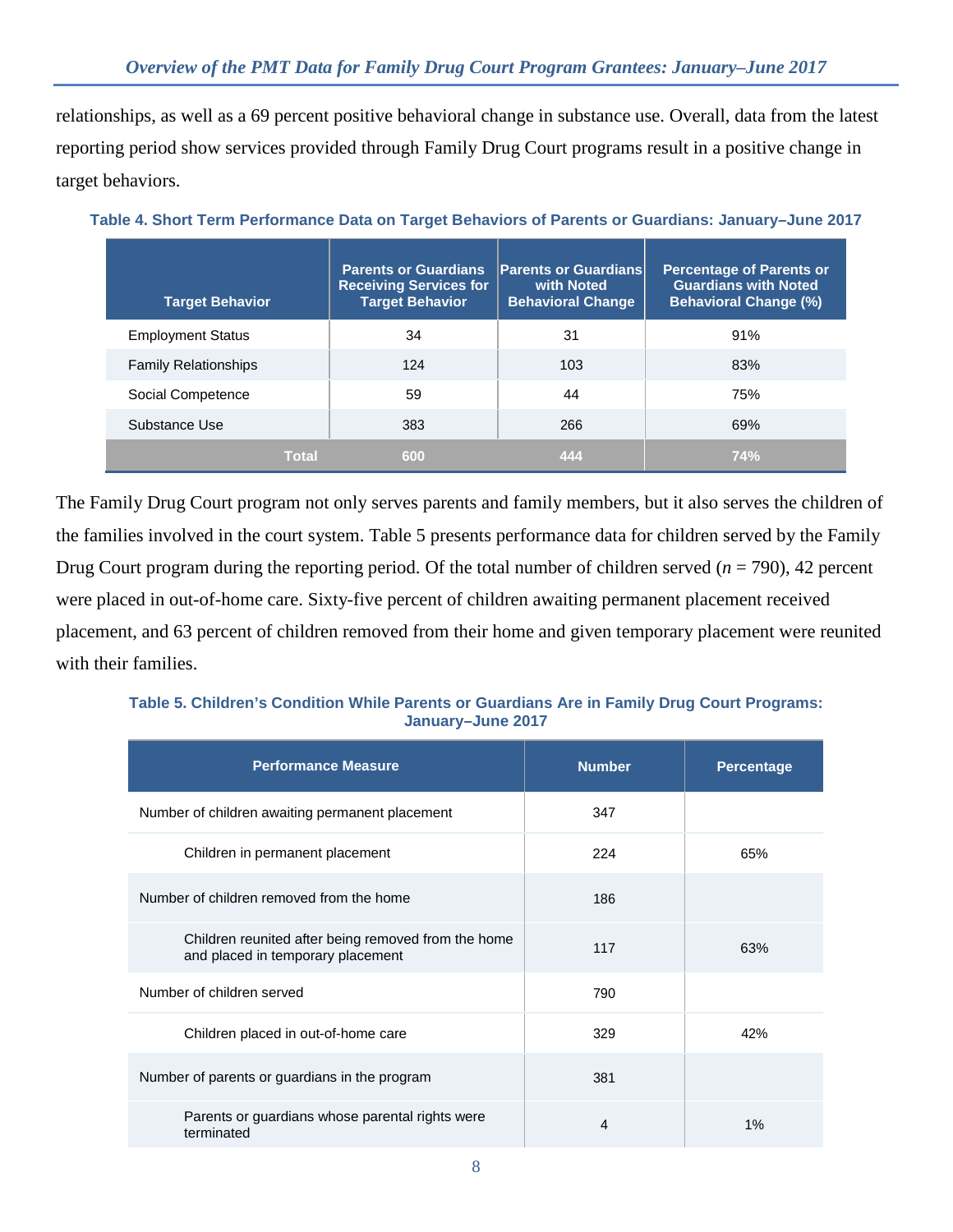relationships, as well as a 69 percent positive behavioral change in substance use. Overall, data from the latest reporting period show services provided through Family Drug Court programs result in a positive change in target behaviors.

**Table 4. Short Term Performance Data on Target Behaviors of Parents or Guardians: January–June 2017**

| Target Behavior | Parents or Guardians Receiving Services for Target Behavior | Parents or Guardians with Noted Behavioral Change | Percentage of Parents or Guardians with Noted Behavioral Change (%) |
|---|---|---|---|
| Employment Status | 34 | 31 | 91% |
| Family Relationships | 124 | 103 | 83% |
| Social Competence | 59 | 44 | 75% |
| Substance Use | 383 | 266 | 69% |
| **Total** | **600** | **444** | **74%** |

The Family Drug Court program not only serves parents and family members, but it also serves the children of the families involved in the court system. Table 5 presents performance data for children served by the Family Drug Court program during the reporting period. Of the total number of children served ($n$ = 790), 42 percent were placed in out-of-home care. Sixty-five percent of children awaiting permanent placement received placement, and 63 percent of children removed from their home and given temporary placement were reunited with their families.

**Table 5. Children's Condition While Parents or Guardians Are in Family Drug Court Programs: January–June 2017**

| Performance Measure | Number | Percentage |
|---|---|---|
| Number of children awaiting permanent placement | 347 | |
| Children in permanent placement | 224 | 65% |
| Number of children removed from the home | 186 | |
| Children reunited after being removed from the home and placed in temporary placement | 117 | 63% |
| Number of children served | 790 | |
| Children placed in out-of-home care | 329 | 42% |
| Number of parents or guardians in the program | 381 | |
| Parents or guardians whose parental rights were terminated | 4 | 1% |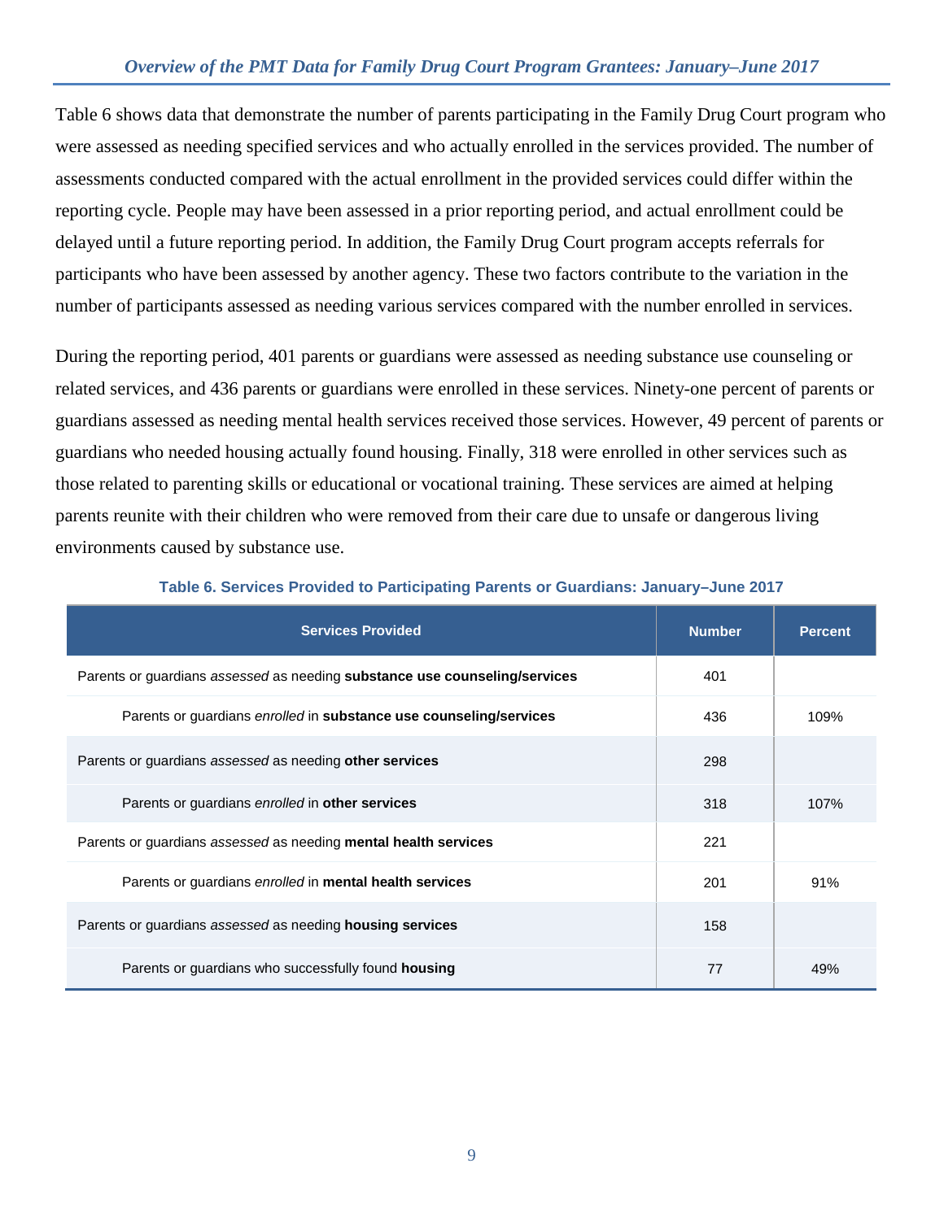Table 6 shows data that demonstrate the number of parents participating in the Family Drug Court program who were assessed as needing specified services and who actually enrolled in the services provided. The number of assessments conducted compared with the actual enrollment in the provided services could differ within the reporting cycle. People may have been assessed in a prior reporting period, and actual enrollment could be delayed until a future reporting period. In addition, the Family Drug Court program accepts referrals for participants who have been assessed by another agency. These two factors contribute to the variation in the number of participants assessed as needing various services compared with the number enrolled in services.

During the reporting period, 401 parents or guardians were assessed as needing substance use counseling or related services, and 436 parents or guardians were enrolled in these services. Ninety-one percent of parents or guardians assessed as needing mental health services received those services. However, 49 percent of parents or guardians who needed housing actually found housing. Finally, 318 were enrolled in other services such as those related to parenting skills or educational or vocational training. These services are aimed at helping parents reunite with their children who were removed from their care due to unsafe or dangerous living environments caused by substance use.

**Table 6. Services Provided to Participating Parents or Guardians: January–June 2017**

| Services Provided | Number | Percent |
|---|---|---|
| Parents or guardians *assessed* as needing **substance use counseling/services** | 401 | |
| Parents or guardians *enrolled* in **substance use counseling/services** | 436 | 109% |
| Parents or guardians *assessed* as needing **other services** | 298 | |
| Parents or guardians *enrolled* in **other services** | 318 | 107% |
| Parents or guardians *assessed* as needing **mental health services** | 221 | |
| Parents or guardians *enrolled* in **mental health services** | 201 | 91% |
| Parents or guardians *assessed* as needing **housing services** | 158 | |
| Parents or guardians who successfully found **housing** | 77 | 49% |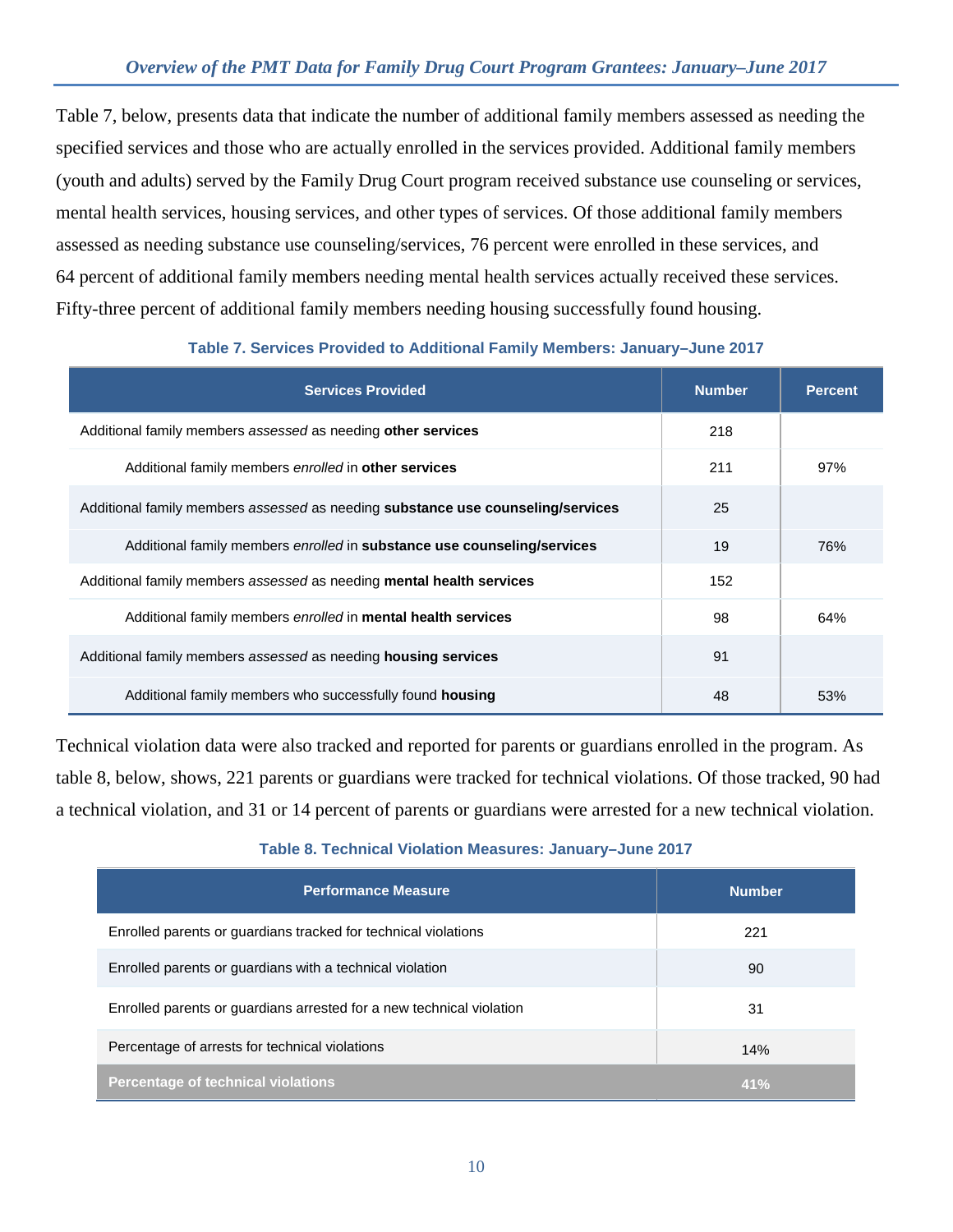Table 7, below, presents data that indicate the number of additional family members assessed as needing the specified services and those who are actually enrolled in the services provided. Additional family members (youth and adults) served by the Family Drug Court program received substance use counseling or services, mental health services, housing services, and other types of services. Of those additional family members assessed as needing substance use counseling/services, 76 percent were enrolled in these services, and 64 percent of additional family members needing mental health services actually received these services. Fifty-three percent of additional family members needing housing successfully found housing.

**Table 7. Services Provided to Additional Family Members: January–June 2017**

| Services Provided | Number | Percent |
|---|---|---|
| Additional family members *assessed* as needing **other services** | 218 | |
| Additional family members *enrolled* in **other services** | 211 | 97% |
| Additional family members *assessed* as needing **substance use counseling/services** | 25 | |
| Additional family members *enrolled* in **substance use counseling/services** | 19 | 76% |
| Additional family members *assessed* as needing **mental health services** | 152 | |
| Additional family members *enrolled* in **mental health services** | 98 | 64% |
| Additional family members *assessed* as needing **housing services** | 91 | |
| Additional family members who successfully found **housing** | 48 | 53% |

Technical violation data were also tracked and reported for parents or guardians enrolled in the program. As table 8, below, shows, 221 parents or guardians were tracked for technical violations. Of those tracked, 90 had a technical violation, and 31 or 14 percent of parents or guardians were arrested for a new technical violation.

**Table 8. Technical Violation Measures: January–June 2017**

| Performance Measure | Number |
|---|---|
| Enrolled parents or guardians tracked for technical violations | 221 |
| Enrolled parents or guardians with a technical violation | 90 |
| Enrolled parents or guardians arrested for a new technical violation | 31 |
| Percentage of arrests for technical violations | 14% |
| **Percentage of technical violations** | **41%** |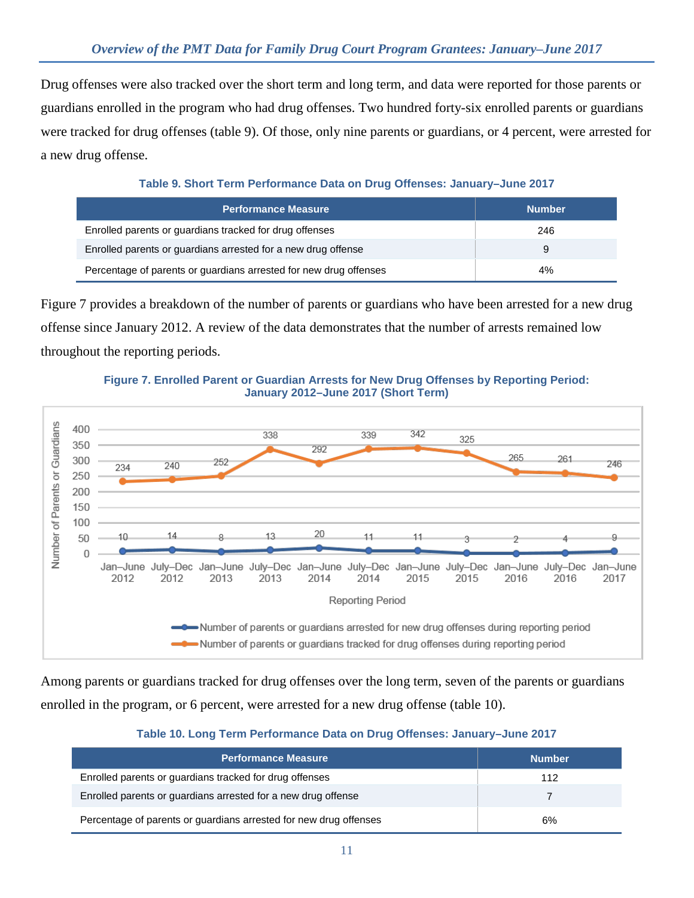Drug offenses were also tracked over the short term and long term, and data were reported for those parents or guardians enrolled in the program who had drug offenses. Two hundred forty-six enrolled parents or guardians were tracked for drug offenses (table 9). Of those, only nine parents or guardians, or 4 percent, were arrested for a new drug offense.

**Table 9. Short Term Performance Data on Drug Offenses: January–June 2017**

| Performance Measure | Number |
|---|---|
| Enrolled parents or guardians tracked for drug offenses | 246 |
| Enrolled parents or guardians arrested for a new drug offense | 9 |
| Percentage of parents or guardians arrested for new drug offenses | 4% |

Figure 7 provides a breakdown of the number of parents or guardians who have been arrested for a new drug offense since January 2012. A review of the data demonstrates that the number of arrests remained low throughout the reporting periods.

**Figure 7. Enrolled Parent or Guardian Arrests for New Drug Offenses by Reporting Period: January 2012–June 2017 (Short Term)**

| Reporting Period | Number of parents or guardians arrested for new drug offenses during reporting period | Number of parents or guardians tracked for drug offenses during reporting period |
|---|---|---|
| Jan–June 2012 | 10 | 234 |
| July–Dec 2012 | 14 | 240 |
| Jan–June 2013 | 8 | 252 |
| July–Dec 2013 | 13 | 338 |
| Jan–June 2014 | 20 | 292 |
| July–Dec 2014 | 11 | 339 |
| Jan–June 2015 | 11 | 342 |
| July–Dec 2015 | 3 | 325 |
| Jan–June 2016 | 2 | 265 |
| July–Dec 2016 | 4 | 261 |
| Jan–June 2017 | 9 | 246 |

Among parents or guardians tracked for drug offenses over the long term, seven of the parents or guardians enrolled in the program, or 6 percent, were arrested for a new drug offense (table 10).

**Table 10. Long Term Performance Data on Drug Offenses: January–June 2017**

| Performance Measure | Number |
|---|---|
| Enrolled parents or guardians tracked for drug offenses | 112 |
| Enrolled parents or guardians arrested for a new drug offense | 7 |
| Percentage of parents or guardians arrested for new drug offenses | 6% |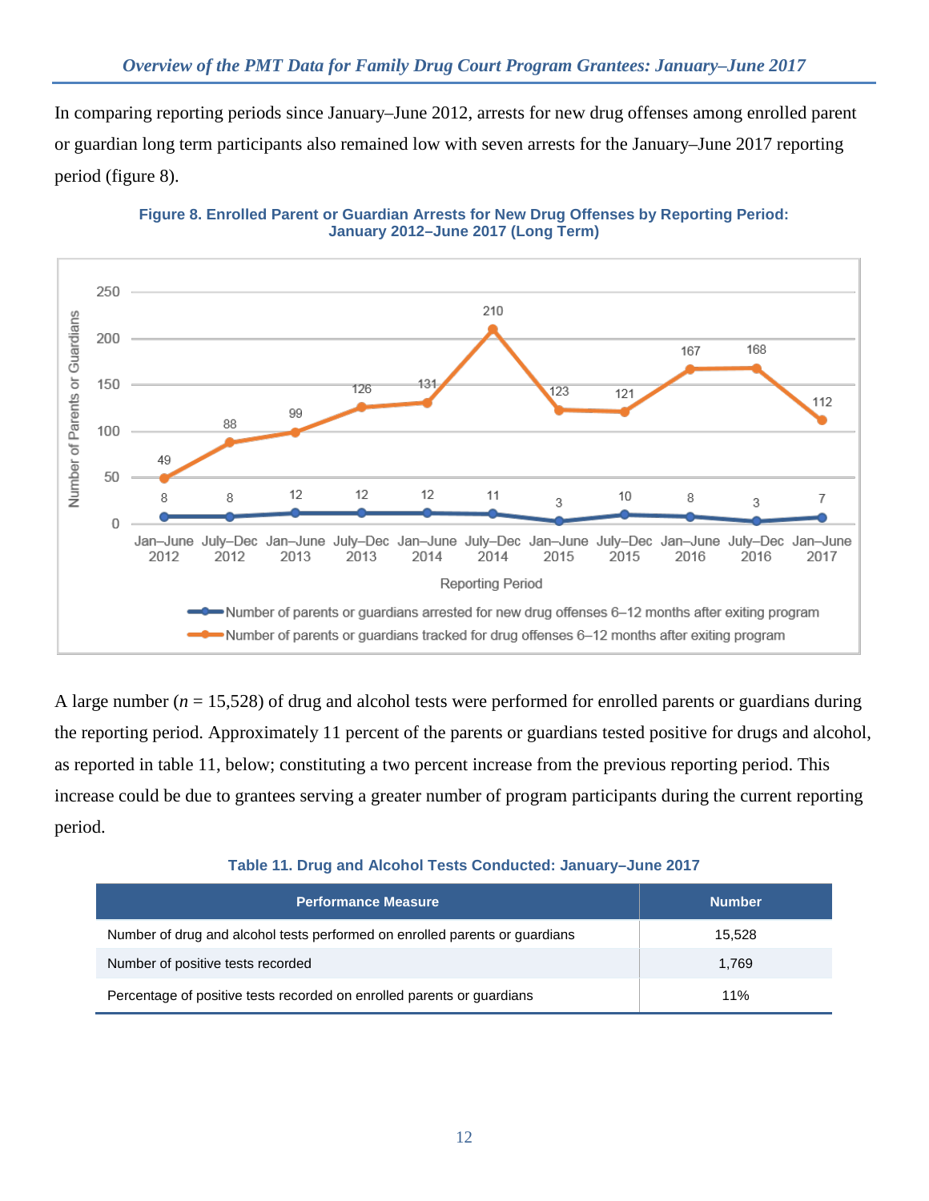In comparing reporting periods since January–June 2012, arrests for new drug offenses among enrolled parent or guardian long term participants also remained low with seven arrests for the January–June 2017 reporting period (figure 8).

**Figure 8. Enrolled Parent or Guardian Arrests for New Drug Offenses by Reporting Period: January 2012–June 2017 (Long Term)**

| Reporting Period | Number of parents or guardians arrested for new drug offenses 6–12 months after exiting program | Number of parents or guardians tracked for drug offenses 6–12 months after exiting program |
|---|---|---|
| Jan–June 2012 | 8 | 49 |
| July–Dec 2012 | 8 | 88 |
| Jan–June 2013 | 12 | 99 |
| July–Dec 2013 | 12 | 126 |
| Jan–June 2014 | 12 | 131 |
| July–Dec 2014 | 11 | 210 |
| Jan–June 2015 | 3 | 123 |
| July–Dec 2015 | 10 | 121 |
| Jan–June 2016 | 8 | 167 |
| July–Dec 2016 | 3 | 168 |
| Jan–June 2017 | 7 | 112 |

A large number ($n$ = 15,528) of drug and alcohol tests were performed for enrolled parents or guardians during the reporting period. Approximately 11 percent of the parents or guardians tested positive for drugs and alcohol, as reported in table 11, below; constituting a two percent increase from the previous reporting period. This increase could be due to grantees serving a greater number of program participants during the current reporting period.

**Table 11. Drug and Alcohol Tests Conducted: January–June 2017**

| Performance Measure | Number |
|---|---|
| Number of drug and alcohol tests performed on enrolled parents or guardians | 15,528 |
| Number of positive tests recorded | 1,769 |
| Percentage of positive tests recorded on enrolled parents or guardians | 11% |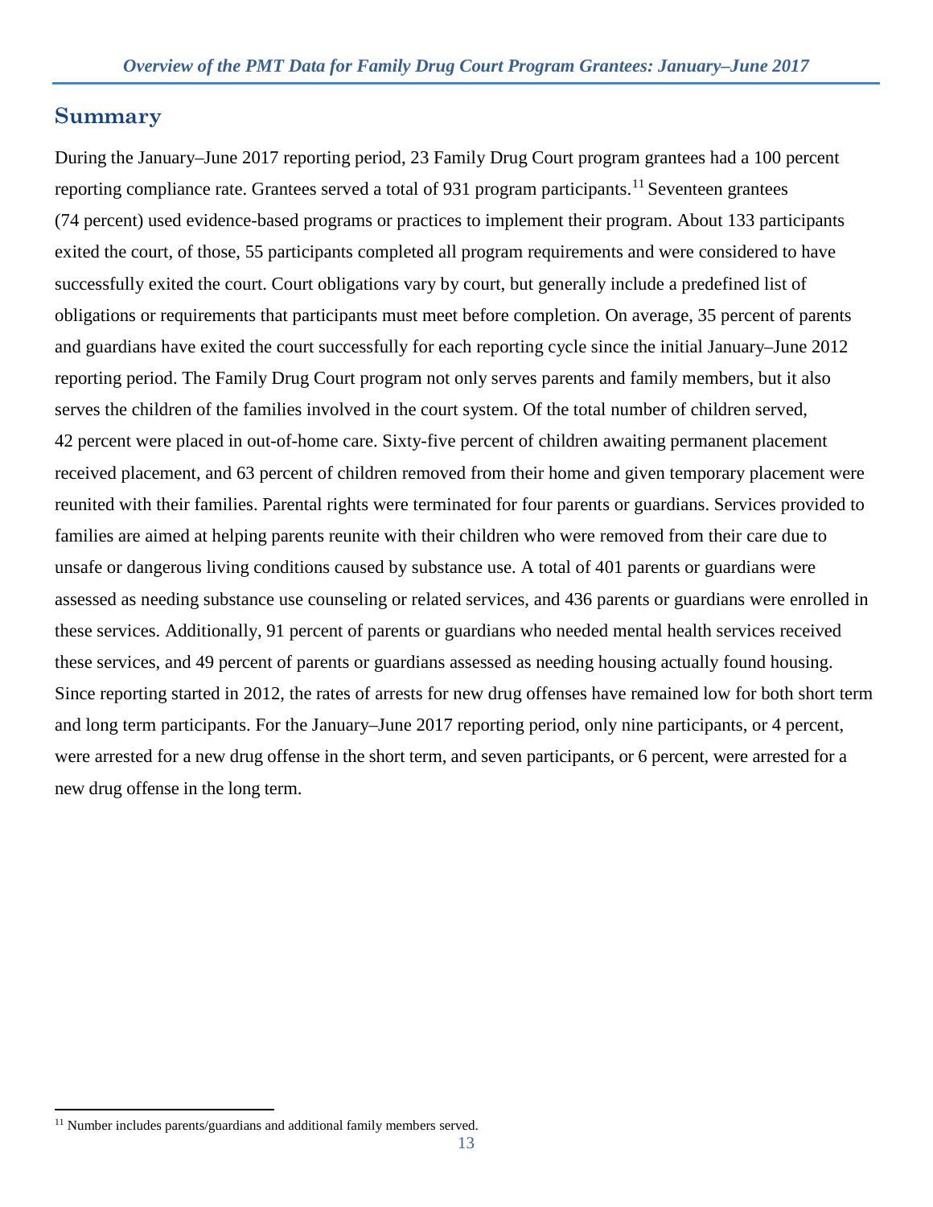## Summary

During the January–June 2017 reporting period, 23 Family Drug Court program grantees had a 100 percent reporting compliance rate. Grantees served a total of 931 program participants.[11] Seventeen grantees (74 percent) used evidence-based programs or practices to implement their program. About 133 participants exited the court, of those, 55 participants completed all program requirements and were considered to have successfully exited the court. Court obligations vary by court, but generally include a predefined list of obligations or requirements that participants must meet before completion. On average, 35 percent of parents and guardians have exited the court successfully for each reporting cycle since the initial January–June 2012 reporting period. The Family Drug Court program not only serves parents and family members, but it also serves the children of the families involved in the court system. Of the total number of children served, 42 percent were placed in out-of-home care. Sixty-five percent of children awaiting permanent placement received placement, and 63 percent of children removed from their home and given temporary placement were reunited with their families. Parental rights were terminated for four parents or guardians. Services provided to families are aimed at helping parents reunite with their children who were removed from their care due to unsafe or dangerous living conditions caused by substance use. A total of 401 parents or guardians were assessed as needing substance use counseling or related services, and 436 parents or guardians were enrolled in these services. Additionally, 91 percent of parents or guardians who needed mental health services received these services, and 49 percent of parents or guardians assessed as needing housing actually found housing. Since reporting started in 2012, the rates of arrests for new drug offenses have remained low for both short term and long term participants. For the January–June 2017 reporting period, only nine participants, or 4 percent, were arrested for a new drug offense in the short term, and seven participants, or 6 percent, were arrested for a new drug offense in the long term.

[11] Number includes parents/guardians and additional family members served.